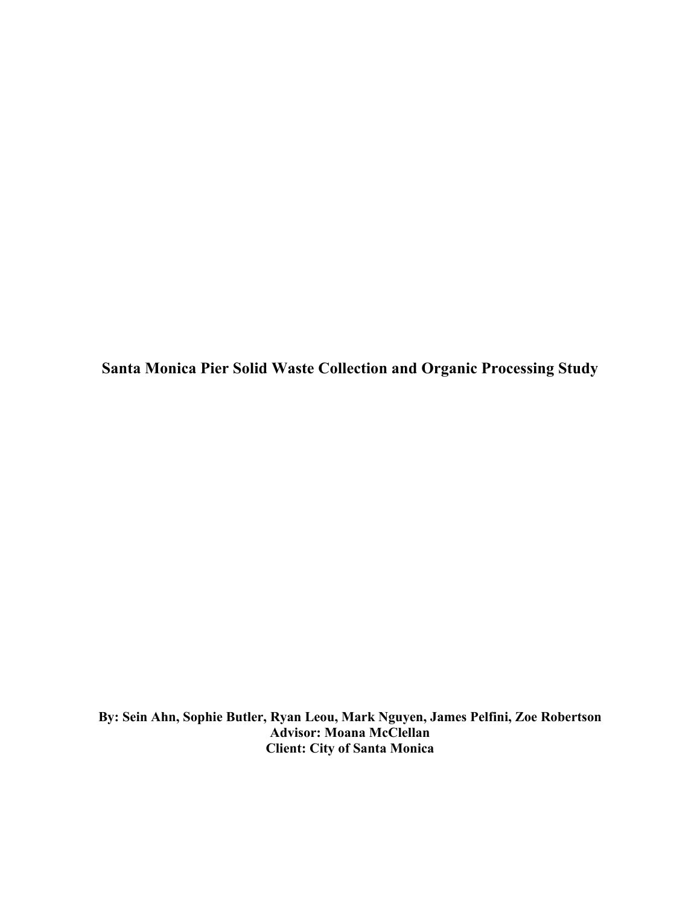# Santa Monica Pier Solid Waste Collection and Organic Processing Study

**By: Sein Ahn, Sophie Butler, Ryan Leou, Mark Nguyen, James Pelfini, Zoe Robertson**
**Advisor: Moana McClellan**
**Client: City of Santa Monica**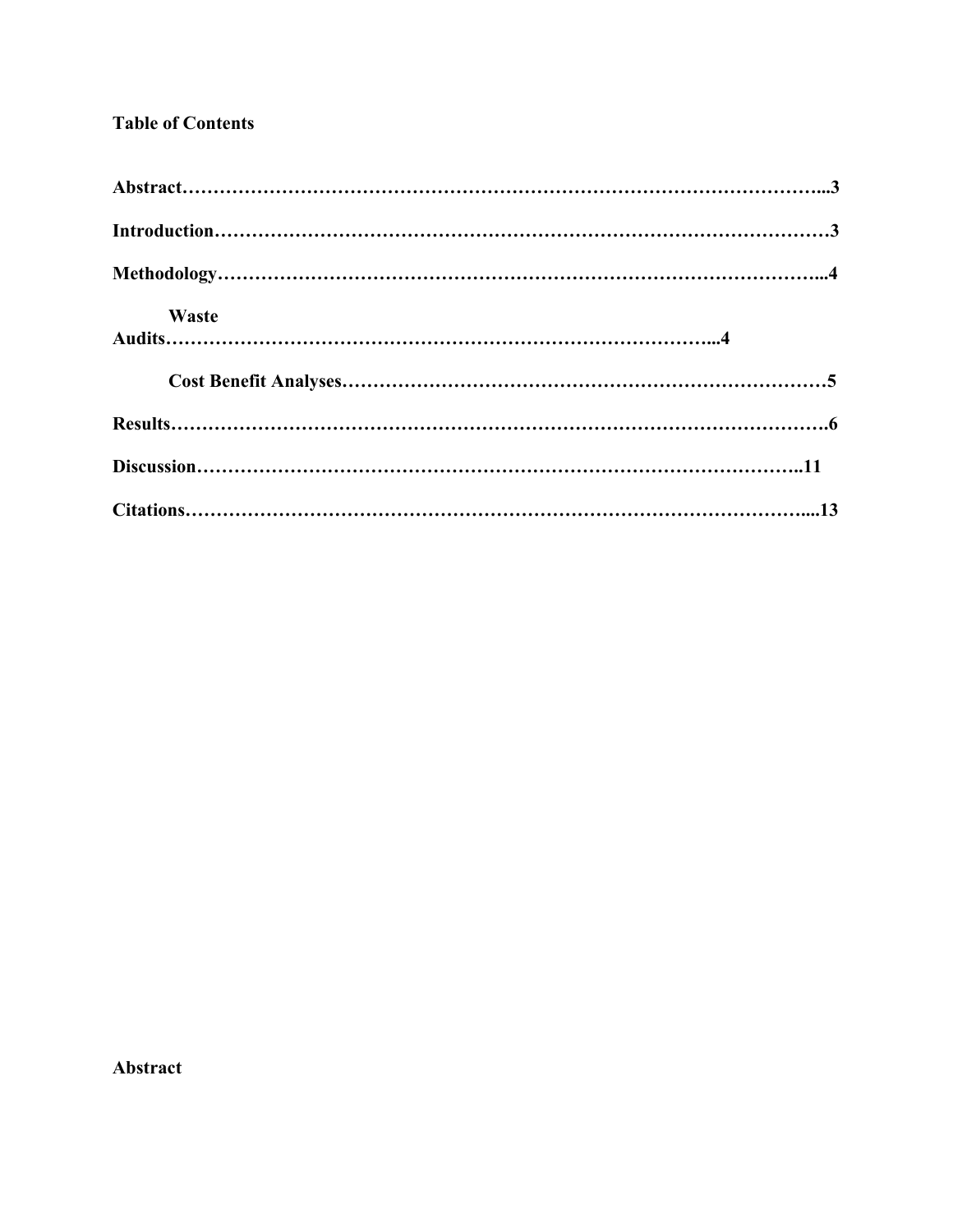**Table of Contents**

**Abstract……………………………………………………………………………………...3**

**Introduction…………………………………………………………………………………3**

**Methodology………………………………………………………………………………...4**

**Waste Audits……………………………………………………………………………...4**

**Cost Benefit Analyses……………………………………………………………………5**

**Results……………………………………………………………………………………….6**

**Discussion…………………………………………………………………………………..11**

**Citations……………………………………………………………………………………...13**

**Abstract**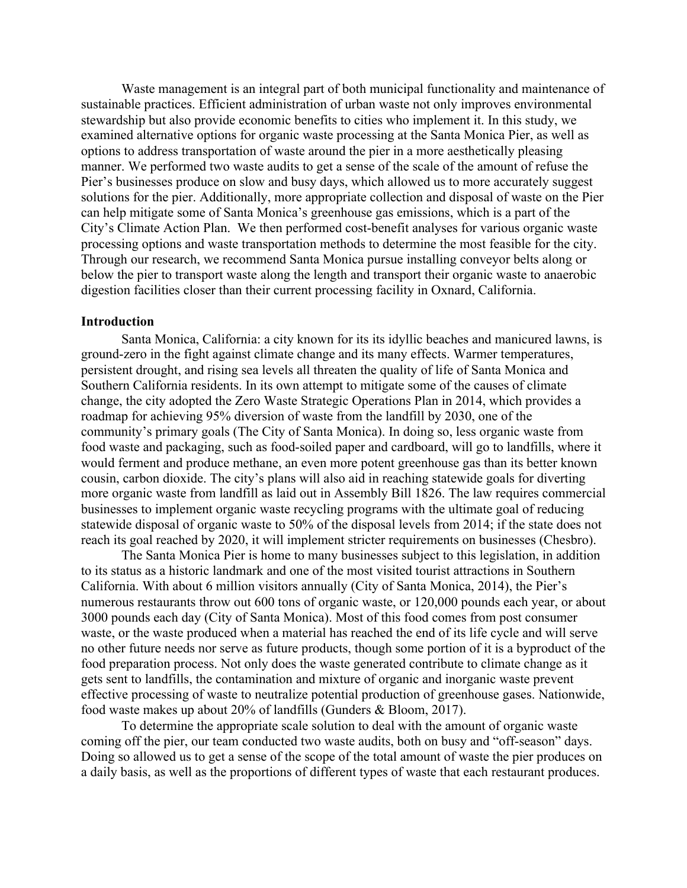Waste management is an integral part of both municipal functionality and maintenance of sustainable practices. Efficient administration of urban waste not only improves environmental stewardship but also provide economic benefits to cities who implement it. In this study, we examined alternative options for organic waste processing at the Santa Monica Pier, as well as options to address transportation of waste around the pier in a more aesthetically pleasing manner. We performed two waste audits to get a sense of the scale of the amount of refuse the Pier's businesses produce on slow and busy days, which allowed us to more accurately suggest solutions for the pier. Additionally, more appropriate collection and disposal of waste on the Pier can help mitigate some of Santa Monica's greenhouse gas emissions, which is a part of the City's Climate Action Plan. We then performed cost-benefit analyses for various organic waste processing options and waste transportation methods to determine the most feasible for the city. Through our research, we recommend Santa Monica pursue installing conveyor belts along or below the pier to transport waste along the length and transport their organic waste to anaerobic digestion facilities closer than their current processing facility in Oxnard, California.

## Introduction

Santa Monica, California: a city known for its its idyllic beaches and manicured lawns, is ground-zero in the fight against climate change and its many effects. Warmer temperatures, persistent drought, and rising sea levels all threaten the quality of life of Santa Monica and Southern California residents. In its own attempt to mitigate some of the causes of climate change, the city adopted the Zero Waste Strategic Operations Plan in 2014, which provides a roadmap for achieving 95% diversion of waste from the landfill by 2030, one of the community's primary goals (The City of Santa Monica). In doing so, less organic waste from food waste and packaging, such as food-soiled paper and cardboard, will go to landfills, where it would ferment and produce methane, an even more potent greenhouse gas than its better known cousin, carbon dioxide. The city's plans will also aid in reaching statewide goals for diverting more organic waste from landfill as laid out in Assembly Bill 1826. The law requires commercial businesses to implement organic waste recycling programs with the ultimate goal of reducing statewide disposal of organic waste to 50% of the disposal levels from 2014; if the state does not reach its goal reached by 2020, it will implement stricter requirements on businesses (Chesbro).

The Santa Monica Pier is home to many businesses subject to this legislation, in addition to its status as a historic landmark and one of the most visited tourist attractions in Southern California. With about 6 million visitors annually (City of Santa Monica, 2014), the Pier's numerous restaurants throw out 600 tons of organic waste, or 120,000 pounds each year, or about 3000 pounds each day (City of Santa Monica). Most of this food comes from post consumer waste, or the waste produced when a material has reached the end of its life cycle and will serve no other future needs nor serve as future products, though some portion of it is a byproduct of the food preparation process. Not only does the waste generated contribute to climate change as it gets sent to landfills, the contamination and mixture of organic and inorganic waste prevent effective processing of waste to neutralize potential production of greenhouse gases. Nationwide, food waste makes up about 20% of landfills (Gunders & Bloom, 2017).

To determine the appropriate scale solution to deal with the amount of organic waste coming off the pier, our team conducted two waste audits, both on busy and "off-season" days. Doing so allowed us to get a sense of the scope of the total amount of waste the pier produces on a daily basis, as well as the proportions of different types of waste that each restaurant produces.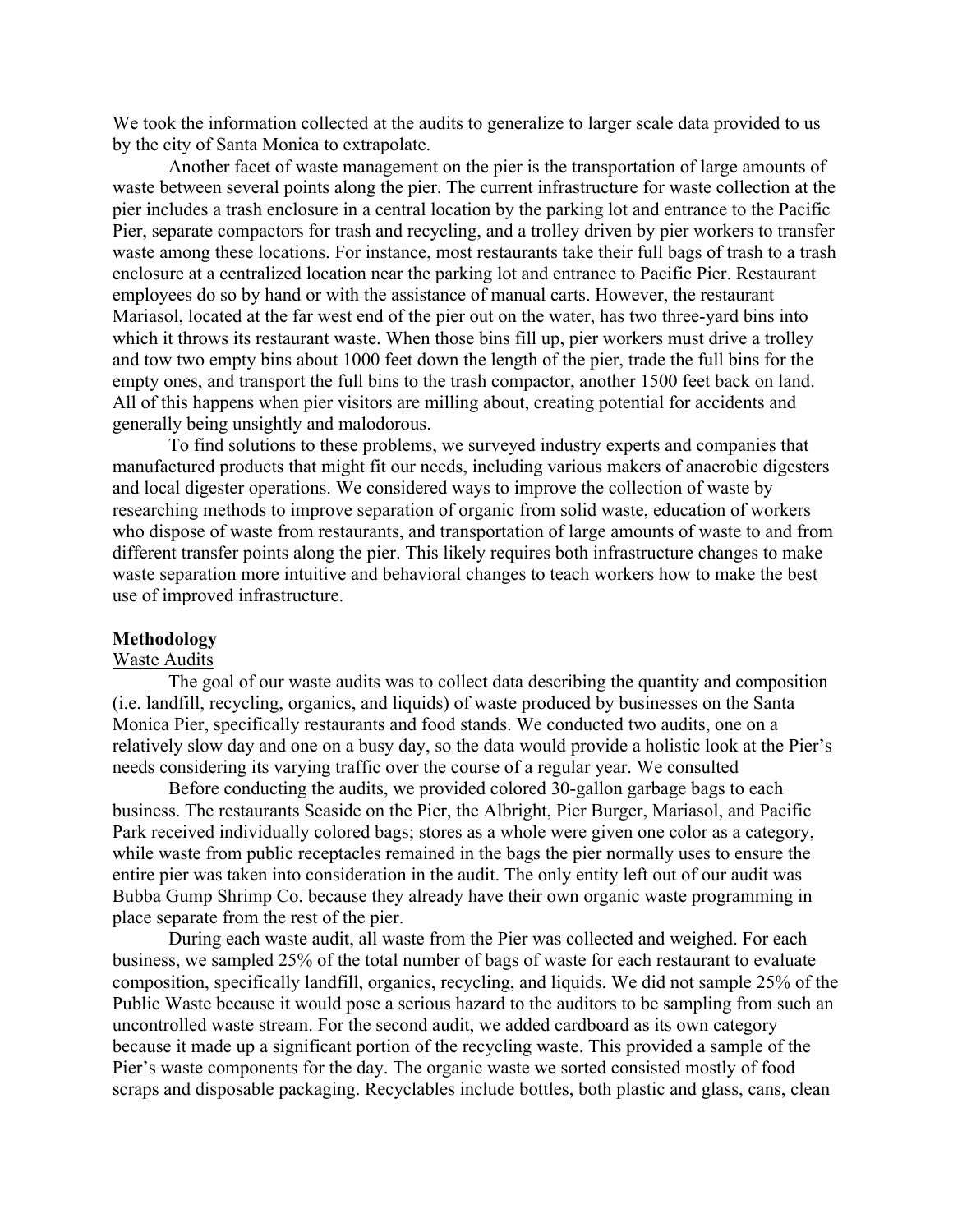We took the information collected at the audits to generalize to larger scale data provided to us by the city of Santa Monica to extrapolate.

Another facet of waste management on the pier is the transportation of large amounts of waste between several points along the pier. The current infrastructure for waste collection at the pier includes a trash enclosure in a central location by the parking lot and entrance to the Pacific Pier, separate compactors for trash and recycling, and a trolley driven by pier workers to transfer waste among these locations. For instance, most restaurants take their full bags of trash to a trash enclosure at a centralized location near the parking lot and entrance to Pacific Pier. Restaurant employees do so by hand or with the assistance of manual carts. However, the restaurant Mariasol, located at the far west end of the pier out on the water, has two three-yard bins into which it throws its restaurant waste. When those bins fill up, pier workers must drive a trolley and tow two empty bins about 1000 feet down the length of the pier, trade the full bins for the empty ones, and transport the full bins to the trash compactor, another 1500 feet back on land. All of this happens when pier visitors are milling about, creating potential for accidents and generally being unsightly and malodorous.

To find solutions to these problems, we surveyed industry experts and companies that manufactured products that might fit our needs, including various makers of anaerobic digesters and local digester operations. We considered ways to improve the collection of waste by researching methods to improve separation of organic from solid waste, education of workers who dispose of waste from restaurants, and transportation of large amounts of waste to and from different transfer points along the pier. This likely requires both infrastructure changes to make waste separation more intuitive and behavioral changes to teach workers how to make the best use of improved infrastructure.

## Methodology

### Waste Audits

The goal of our waste audits was to collect data describing the quantity and composition (i.e. landfill, recycling, organics, and liquids) of waste produced by businesses on the Santa Monica Pier, specifically restaurants and food stands. We conducted two audits, one on a relatively slow day and one on a busy day, so the data would provide a holistic look at the Pier's needs considering its varying traffic over the course of a regular year. We consulted

Before conducting the audits, we provided colored 30-gallon garbage bags to each business. The restaurants Seaside on the Pier, the Albright, Pier Burger, Mariasol, and Pacific Park received individually colored bags; stores as a whole were given one color as a category, while waste from public receptacles remained in the bags the pier normally uses to ensure the entire pier was taken into consideration in the audit. The only entity left out of our audit was Bubba Gump Shrimp Co. because they already have their own organic waste programming in place separate from the rest of the pier.

During each waste audit, all waste from the Pier was collected and weighed. For each business, we sampled 25% of the total number of bags of waste for each restaurant to evaluate composition, specifically landfill, organics, recycling, and liquids. We did not sample 25% of the Public Waste because it would pose a serious hazard to the auditors to be sampling from such an uncontrolled waste stream. For the second audit, we added cardboard as its own category because it made up a significant portion of the recycling waste. This provided a sample of the Pier's waste components for the day. The organic waste we sorted consisted mostly of food scraps and disposable packaging. Recyclables include bottles, both plastic and glass, cans, clean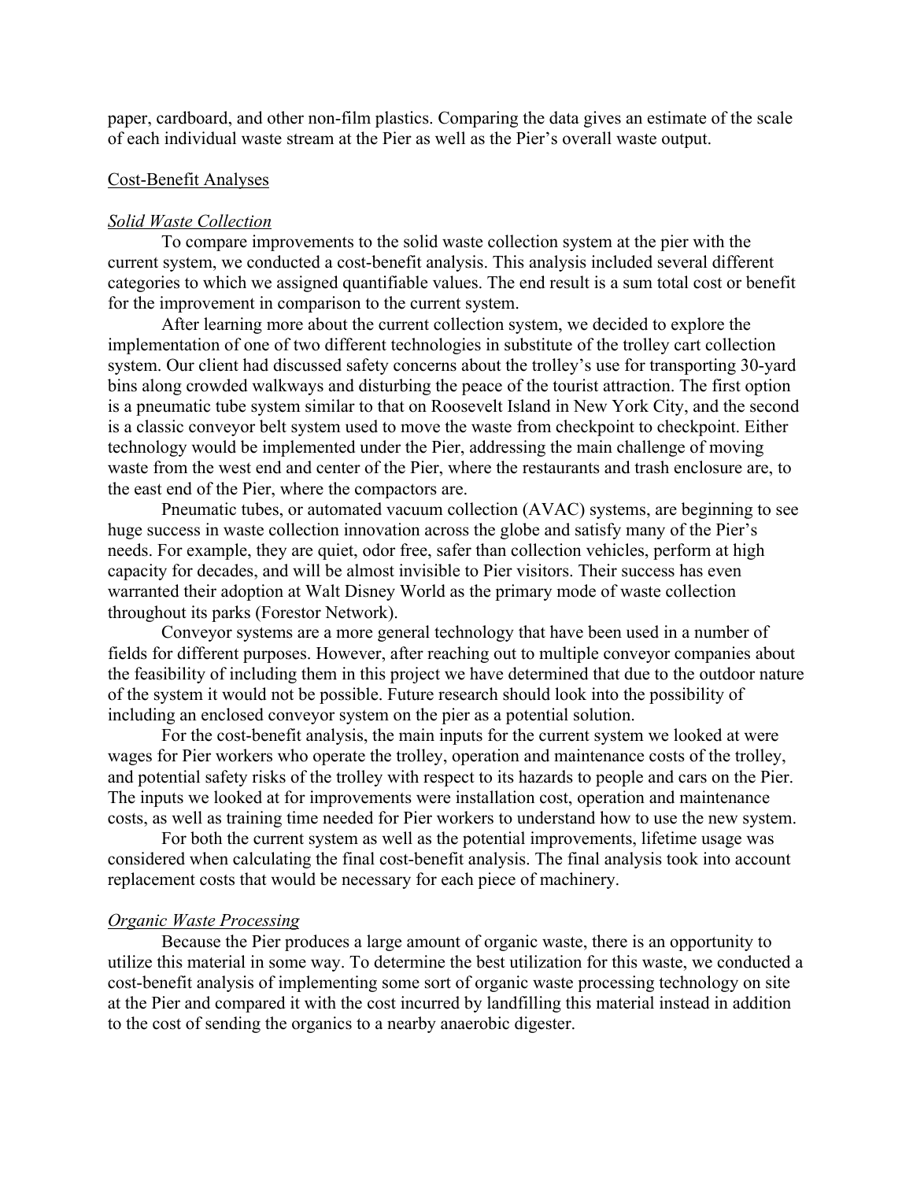paper, cardboard, and other non-film plastics. Comparing the data gives an estimate of the scale of each individual waste stream at the Pier as well as the Pier's overall waste output.

## Cost-Benefit Analyses

### *Solid Waste Collection*

To compare improvements to the solid waste collection system at the pier with the current system, we conducted a cost-benefit analysis. This analysis included several different categories to which we assigned quantifiable values. The end result is a sum total cost or benefit for the improvement in comparison to the current system.

After learning more about the current collection system, we decided to explore the implementation of one of two different technologies in substitute of the trolley cart collection system. Our client had discussed safety concerns about the trolley's use for transporting 30-yard bins along crowded walkways and disturbing the peace of the tourist attraction. The first option is a pneumatic tube system similar to that on Roosevelt Island in New York City, and the second is a classic conveyor belt system used to move the waste from checkpoint to checkpoint. Either technology would be implemented under the Pier, addressing the main challenge of moving waste from the west end and center of the Pier, where the restaurants and trash enclosure are, to the east end of the Pier, where the compactors are.

Pneumatic tubes, or automated vacuum collection (AVAC) systems, are beginning to see huge success in waste collection innovation across the globe and satisfy many of the Pier's needs. For example, they are quiet, odor free, safer than collection vehicles, perform at high capacity for decades, and will be almost invisible to Pier visitors. Their success has even warranted their adoption at Walt Disney World as the primary mode of waste collection throughout its parks (Forestor Network).

Conveyor systems are a more general technology that have been used in a number of fields for different purposes. However, after reaching out to multiple conveyor companies about the feasibility of including them in this project we have determined that due to the outdoor nature of the system it would not be possible. Future research should look into the possibility of including an enclosed conveyor system on the pier as a potential solution.

For the cost-benefit analysis, the main inputs for the current system we looked at were wages for Pier workers who operate the trolley, operation and maintenance costs of the trolley, and potential safety risks of the trolley with respect to its hazards to people and cars on the Pier. The inputs we looked at for improvements were installation cost, operation and maintenance costs, as well as training time needed for Pier workers to understand how to use the new system.

For both the current system as well as the potential improvements, lifetime usage was considered when calculating the final cost-benefit analysis. The final analysis took into account replacement costs that would be necessary for each piece of machinery.

### *Organic Waste Processing*

Because the Pier produces a large amount of organic waste, there is an opportunity to utilize this material in some way. To determine the best utilization for this waste, we conducted a cost-benefit analysis of implementing some sort of organic waste processing technology on site at the Pier and compared it with the cost incurred by landfilling this material instead in addition to the cost of sending the organics to a nearby anaerobic digester.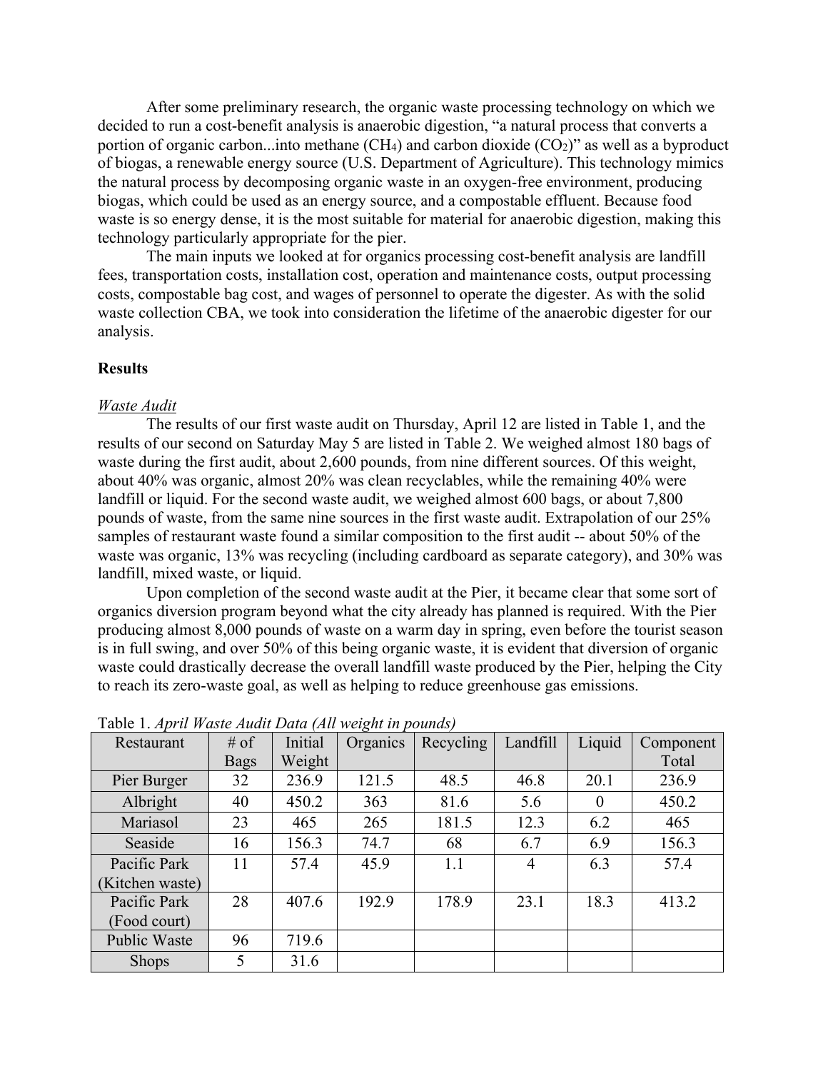After some preliminary research, the organic waste processing technology on which we decided to run a cost-benefit analysis is anaerobic digestion, "a natural process that converts a portion of organic carbon...into methane ($CH_4$) and carbon dioxide ($CO_2$)" as well as a byproduct of biogas, a renewable energy source (U.S. Department of Agriculture). This technology mimics the natural process by decomposing organic waste in an oxygen-free environment, producing biogas, which could be used as an energy source, and a compostable effluent. Because food waste is so energy dense, it is the most suitable for material for anaerobic digestion, making this technology particularly appropriate for the pier.

The main inputs we looked at for organics processing cost-benefit analysis are landfill fees, transportation costs, installation cost, operation and maintenance costs, output processing costs, compostable bag cost, and wages of personnel to operate the digester. As with the solid waste collection CBA, we took into consideration the lifetime of the anaerobic digester for our analysis.

**Results**

*Waste Audit*

The results of our first waste audit on Thursday, April 12 are listed in Table 1, and the results of our second on Saturday May 5 are listed in Table 2. We weighed almost 180 bags of waste during the first audit, about 2,600 pounds, from nine different sources. Of this weight, about 40% was organic, almost 20% was clean recyclables, while the remaining 40% were landfill or liquid. For the second waste audit, we weighed almost 600 bags, or about 7,800 pounds of waste, from the same nine sources in the first waste audit. Extrapolation of our 25% samples of restaurant waste found a similar composition to the first audit -- about 50% of the waste was organic, 13% was recycling (including cardboard as separate category), and 30% was landfill, mixed waste, or liquid.

Upon completion of the second waste audit at the Pier, it became clear that some sort of organics diversion program beyond what the city already has planned is required. With the Pier producing almost 8,000 pounds of waste on a warm day in spring, even before the tourist season is in full swing, and over 50% of this being organic waste, it is evident that diversion of organic waste could drastically decrease the overall landfill waste produced by the Pier, helping the City to reach its zero-waste goal, as well as helping to reduce greenhouse gas emissions.

Table 1. *April Waste Audit Data (All weight in pounds)*

| Restaurant | # of Bags | Initial Weight | Organics | Recycling | Landfill | Liquid | Component Total |
|---|---|---|---|---|---|---|---|
| Pier Burger | 32 | 236.9 | 121.5 | 48.5 | 46.8 | 20.1 | 236.9 |
| Albright | 40 | 450.2 | 363 | 81.6 | 5.6 | 0 | 450.2 |
| Mariasol | 23 | 465 | 265 | 181.5 | 12.3 | 6.2 | 465 |
| Seaside | 16 | 156.3 | 74.7 | 68 | 6.7 | 6.9 | 156.3 |
| Pacific Park (Kitchen waste) | 11 | 57.4 | 45.9 | 1.1 | 4 | 6.3 | 57.4 |
| Pacific Park (Food court) | 28 | 407.6 | 192.9 | 178.9 | 23.1 | 18.3 | 413.2 |
| Public Waste | 96 | 719.6 | | | | | |
| Shops | 5 | 31.6 | | | | | |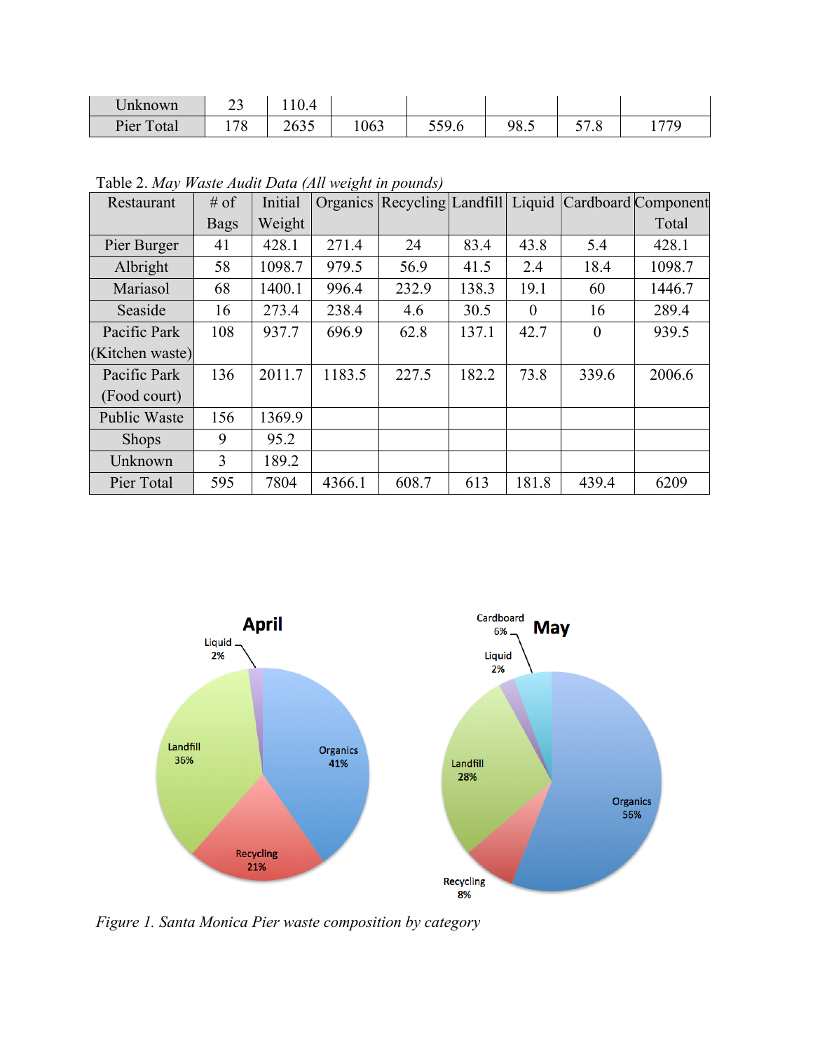| | | | | | | | |
|---|---|---|---|---|---|---|---|
| Unknown | 23 | 110.4 | | | | | |
| Pier Total | 178 | 2635 | 1063 | 559.6 | 98.5 | 57.8 | 1779 |

Table 2. *May Waste Audit Data (All weight in pounds)*

| Restaurant | # of Bags | Initial Weight | Organics | Recycling | Landfill | Liquid | Cardboard | Component Total |
|---|---|---|---|---|---|---|---|---|
| Pier Burger | 41 | 428.1 | 271.4 | 24 | 83.4 | 43.8 | 5.4 | 428.1 |
| Albright | 58 | 1098.7 | 979.5 | 56.9 | 41.5 | 2.4 | 18.4 | 1098.7 |
| Mariasol | 68 | 1400.1 | 996.4 | 232.9 | 138.3 | 19.1 | 60 | 1446.7 |
| Seaside | 16 | 273.4 | 238.4 | 4.6 | 30.5 | 0 | 16 | 289.4 |
| Pacific Park (Kitchen waste) | 108 | 937.7 | 696.9 | 62.8 | 137.1 | 42.7 | 0 | 939.5 |
| Pacific Park (Food court) | 136 | 2011.7 | 1183.5 | 227.5 | 182.2 | 73.8 | 339.6 | 2006.6 |
| Public Waste | 156 | 1369.9 | | | | | | |
| Shops | 9 | 95.2 | | | | | | |
| Unknown | 3 | 189.2 | | | | | | |
| Pier Total | 595 | 7804 | 4366.1 | 608.7 | 613 | 181.8 | 439.4 | 6209 |

*Figure 1. Santa Monica Pier waste composition by category*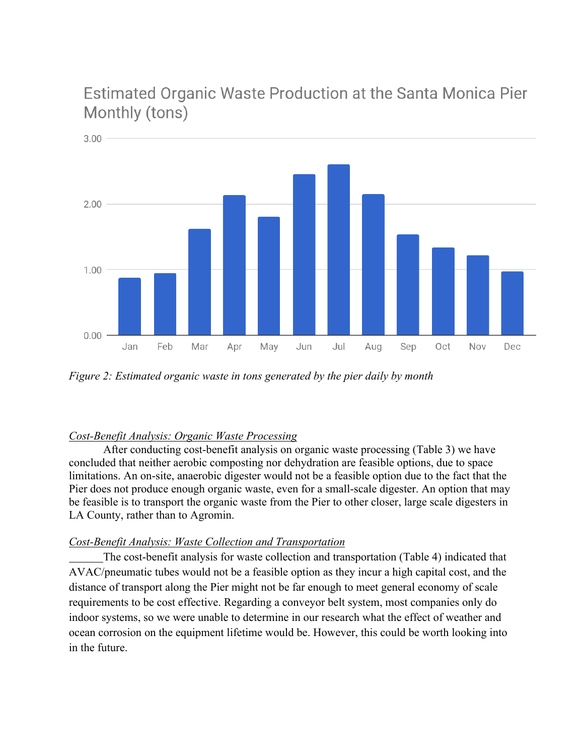Estimated Organic Waste Production at the Santa Monica Pier Monthly (tons)

*Figure 2: Estimated organic waste in tons generated by the pier daily by month*

*Cost-Benefit Analysis: Organic Waste Processing*

After conducting cost-benefit analysis on organic waste processing (Table 3) we have concluded that neither aerobic composting nor dehydration are feasible options, due to space limitations. An on-site, anaerobic digester would not be a feasible option due to the fact that the Pier does not produce enough organic waste, even for a small-scale digester. An option that may be feasible is to transport the organic waste from the Pier to other closer, large scale digesters in LA County, rather than to Agromin.

*Cost-Benefit Analysis: Waste Collection and Transportation*

The cost-benefit analysis for waste collection and transportation (Table 4) indicated that AVAC/pneumatic tubes would not be a feasible option as they incur a high capital cost, and the distance of transport along the Pier might not be far enough to meet general economy of scale requirements to be cost effective. Regarding a conveyor belt system, most companies only do indoor systems, so we were unable to determine in our research what the effect of weather and ocean corrosion on the equipment lifetime would be. However, this could be worth looking into in the future.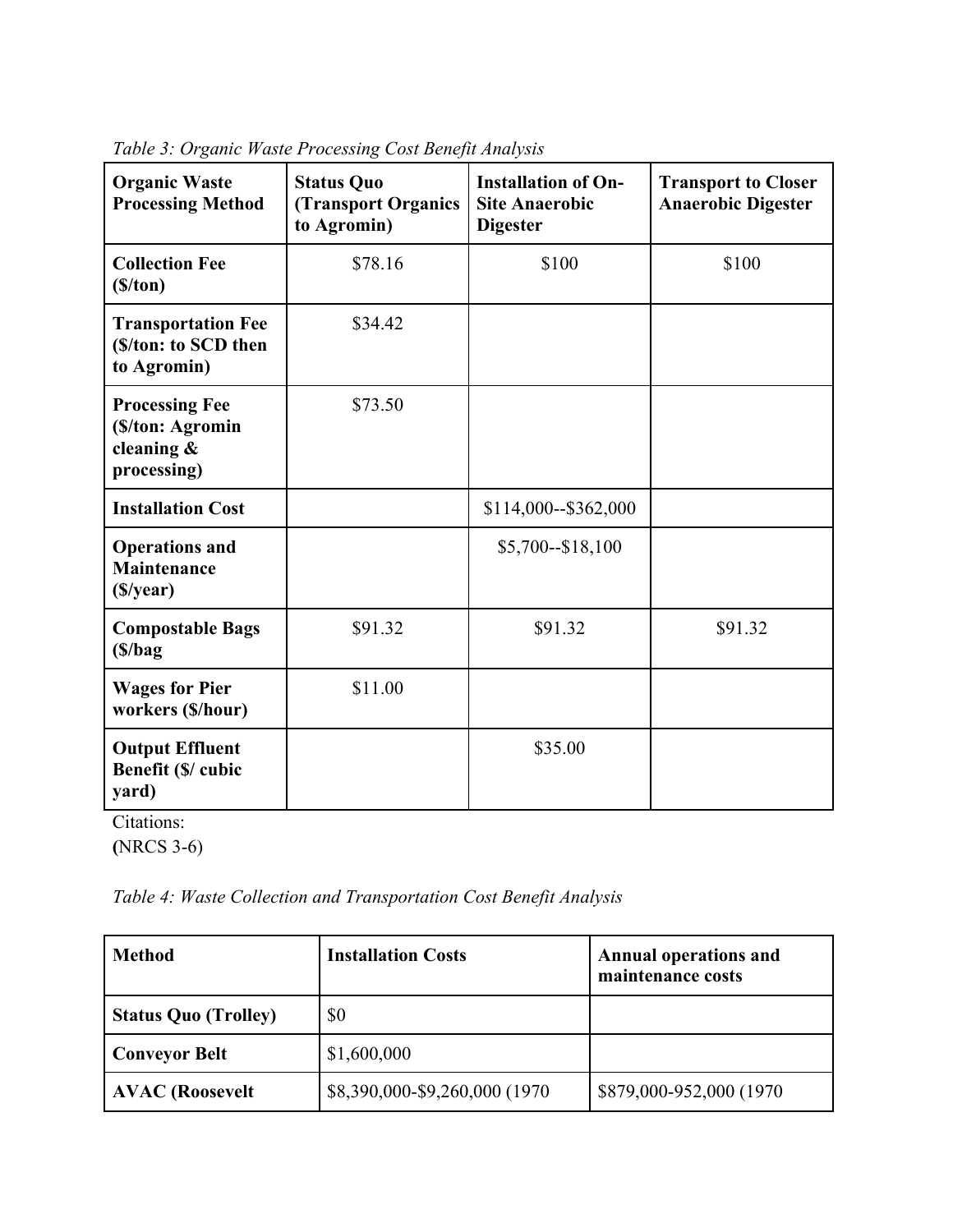*Table 3: Organic Waste Processing Cost Benefit Analysis*

| **Organic Waste Processing Method** | **Status Quo (Transport Organics to Agromin)** | **Installation of On-Site Anaerobic Digester** | **Transport to Closer Anaerobic Digester** |
|---|---|---|---|
| **Collection Fee ($/ton)** | $78.16 | $100 | $100 |
| **Transportation Fee ($/ton: to SCD then to Agromin)** | $34.42 | | |
| **Processing Fee ($/ton: Agromin cleaning & processing)** | $73.50 | | |
| **Installation Cost** | | $114,000--$362,000 | |
| **Operations and Maintenance ($/year)** | | $5,700--$18,100 | |
| **Compostable Bags ($/bag** | $91.32 | $91.32 | $91.32 |
| **Wages for Pier workers ($/hour)** | $11.00 | | |
| **Output Effluent Benefit ($/ cubic yard)** | | $35.00 | |

Citations:
(NRCS 3-6)

*Table 4: Waste Collection and Transportation Cost Benefit Analysis*

| **Method** | **Installation Costs** | **Annual operations and maintenance costs** |
|---|---|---|
| **Status Quo (Trolley)** | $0 | |
| **Conveyor Belt** | $1,600,000 | |
| **AVAC (Roosevelt** | $8,390,000-$9,260,000 (1970 | $879,000-952,000 (1970 |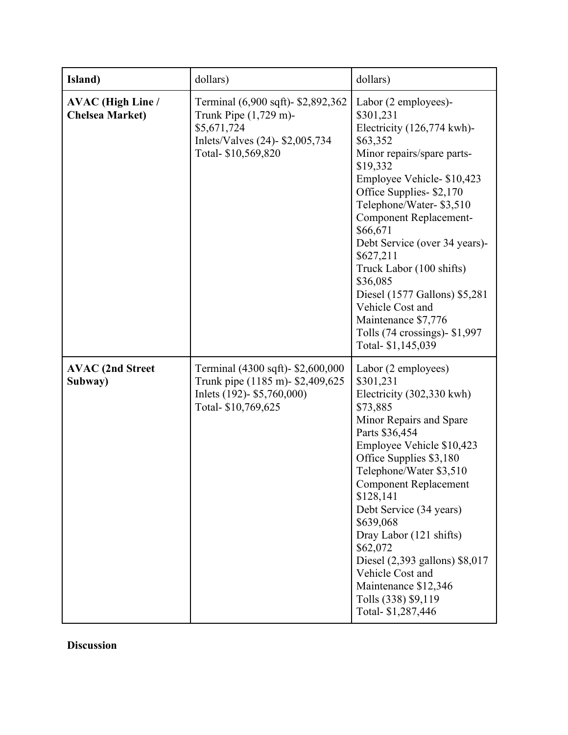| Island) | dollars) | dollars) |
|---|---|---|
| **AVAC (High Line / Chelsea Market)** | Terminal (6,900 sqft)- $2,892,362<br>Trunk Pipe (1,729 m)- $5,671,724<br>Inlets/Valves (24)- $2,005,734<br>Total- $10,569,820 | Labor (2 employees)- $301,231<br>Electricity (126,774 kwh)- $63,352<br>Minor repairs/spare parts- $19,332<br>Employee Vehicle- $10,423<br>Office Supplies- $2,170<br>Telephone/Water- $3,510<br>Component Replacement- $66,671<br>Debt Service (over 34 years)- $627,211<br>Truck Labor (100 shifts) $36,085<br>Diesel (1577 Gallons) $5,281<br>Vehicle Cost and Maintenance $7,776<br>Tolls (74 crossings)- $1,997<br>Total- $1,145,039 |
| **AVAC (2nd Street Subway)** | Terminal (4300 sqft)- $2,600,000<br>Trunk pipe (1185 m)- $2,409,625<br>Inlets (192)- $5,760,000)<br>Total- $10,769,625 | Labor (2 employees) $301,231<br>Electricity (302,330 kwh) $73,885<br>Minor Repairs and Spare Parts $36,454<br>Employee Vehicle $10,423<br>Office Supplies $3,180<br>Telephone/Water $3,510<br>Component Replacement $128,141<br>Debt Service (34 years) $639,068<br>Dray Labor (121 shifts) $62,072<br>Diesel (2,393 gallons) $8,017<br>Vehicle Cost and Maintenance $12,346<br>Tolls (338) $9,119<br>Total- $1,287,446 |

**Discussion**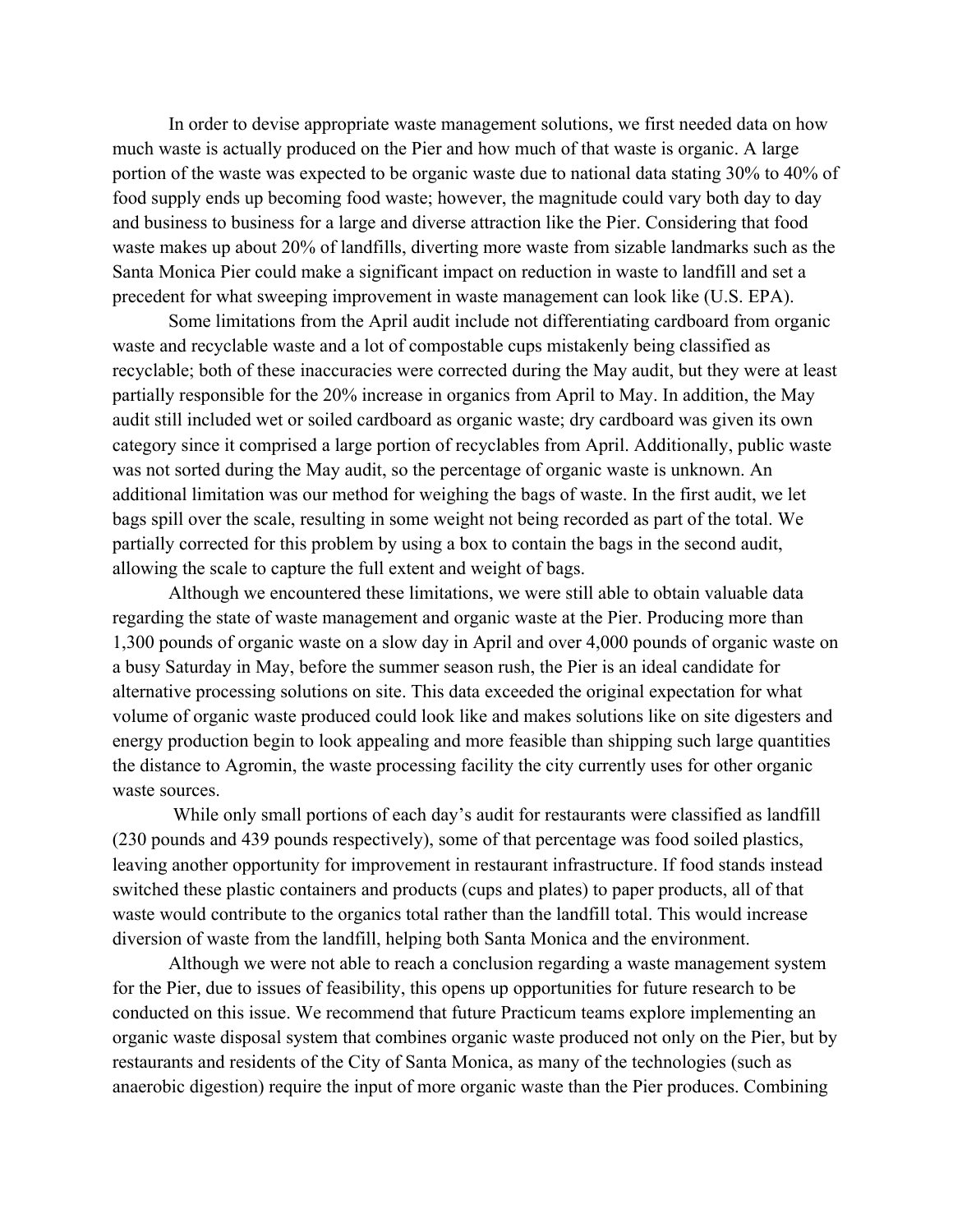In order to devise appropriate waste management solutions, we first needed data on how much waste is actually produced on the Pier and how much of that waste is organic. A large portion of the waste was expected to be organic waste due to national data stating 30% to 40% of food supply ends up becoming food waste; however, the magnitude could vary both day to day and business to business for a large and diverse attraction like the Pier. Considering that food waste makes up about 20% of landfills, diverting more waste from sizable landmarks such as the Santa Monica Pier could make a significant impact on reduction in waste to landfill and set a precedent for what sweeping improvement in waste management can look like (U.S. EPA).

Some limitations from the April audit include not differentiating cardboard from organic waste and recyclable waste and a lot of compostable cups mistakenly being classified as recyclable; both of these inaccuracies were corrected during the May audit, but they were at least partially responsible for the 20% increase in organics from April to May. In addition, the May audit still included wet or soiled cardboard as organic waste; dry cardboard was given its own category since it comprised a large portion of recyclables from April. Additionally, public waste was not sorted during the May audit, so the percentage of organic waste is unknown. An additional limitation was our method for weighing the bags of waste. In the first audit, we let bags spill over the scale, resulting in some weight not being recorded as part of the total. We partially corrected for this problem by using a box to contain the bags in the second audit, allowing the scale to capture the full extent and weight of bags.

Although we encountered these limitations, we were still able to obtain valuable data regarding the state of waste management and organic waste at the Pier. Producing more than 1,300 pounds of organic waste on a slow day in April and over 4,000 pounds of organic waste on a busy Saturday in May, before the summer season rush, the Pier is an ideal candidate for alternative processing solutions on site. This data exceeded the original expectation for what volume of organic waste produced could look like and makes solutions like on site digesters and energy production begin to look appealing and more feasible than shipping such large quantities the distance to Agromin, the waste processing facility the city currently uses for other organic waste sources.

While only small portions of each day's audit for restaurants were classified as landfill (230 pounds and 439 pounds respectively), some of that percentage was food soiled plastics, leaving another opportunity for improvement in restaurant infrastructure. If food stands instead switched these plastic containers and products (cups and plates) to paper products, all of that waste would contribute to the organics total rather than the landfill total. This would increase diversion of waste from the landfill, helping both Santa Monica and the environment.

Although we were not able to reach a conclusion regarding a waste management system for the Pier, due to issues of feasibility, this opens up opportunities for future research to be conducted on this issue. We recommend that future Practicum teams explore implementing an organic waste disposal system that combines organic waste produced not only on the Pier, but by restaurants and residents of the City of Santa Monica, as many of the technologies (such as anaerobic digestion) require the input of more organic waste than the Pier produces. Combining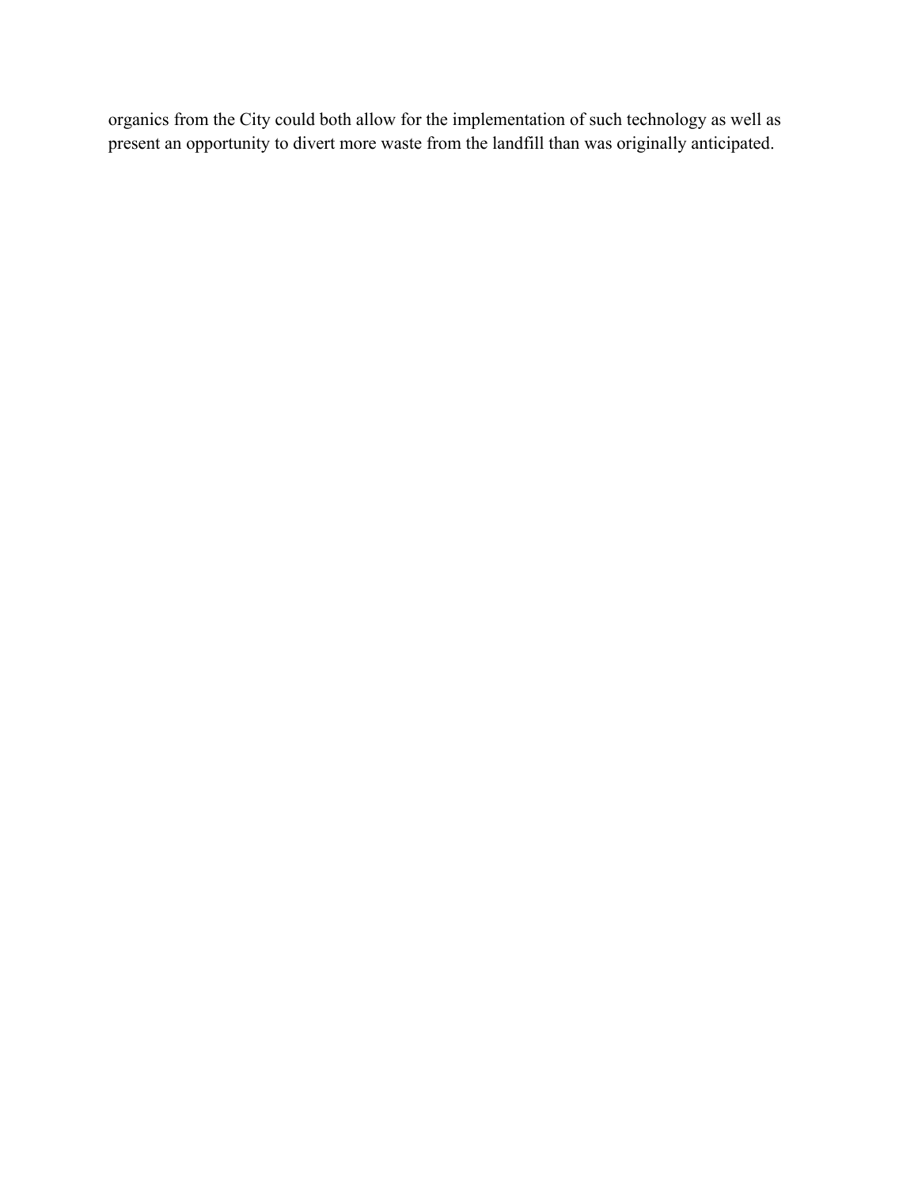organics from the City could both allow for the implementation of such technology as well as present an opportunity to divert more waste from the landfill than was originally anticipated.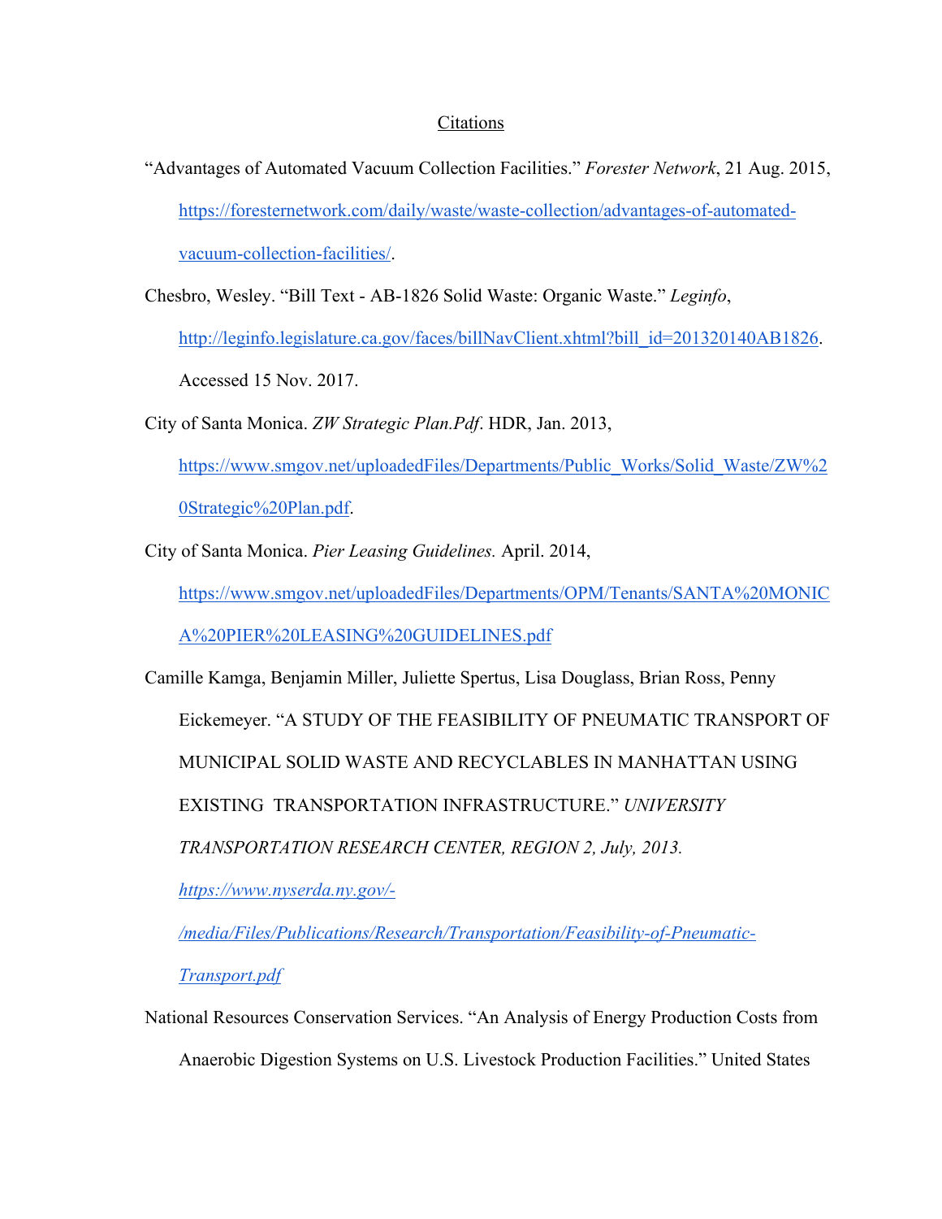<u>Citations</u>

"Advantages of Automated Vacuum Collection Facilities." *Forester Network*, 21 Aug. 2015, https://foresternetwork.com/daily/waste/waste-collection/advantages-of-automated-vacuum-collection-facilities/.

Chesbro, Wesley. "Bill Text - AB-1826 Solid Waste: Organic Waste." *Leginfo*, http://leginfo.legislature.ca.gov/faces/billNavClient.xhtml?bill_id=201320140AB1826. Accessed 15 Nov. 2017.

City of Santa Monica. *ZW Strategic Plan.Pdf*. HDR, Jan. 2013, https://www.smgov.net/uploadedFiles/Departments/Public_Works/Solid_Waste/ZW%20Strategic%20Plan.pdf.

City of Santa Monica. *Pier Leasing Guidelines.* April. 2014, https://www.smgov.net/uploadedFiles/Departments/OPM/Tenants/SANTA%20MONICA%20PIER%20LEASING%20GUIDELINES.pdf

Camille Kamga, Benjamin Miller, Juliette Spertus, Lisa Douglass, Brian Ross, Penny Eickemeyer. "A STUDY OF THE FEASIBILITY OF PNEUMATIC TRANSPORT OF MUNICIPAL SOLID WASTE AND RECYCLABLES IN MANHATTAN USING EXISTING TRANSPORTATION INFRASTRUCTURE." *UNIVERSITY TRANSPORTATION RESEARCH CENTER, REGION 2, July, 2013. https://www.nyserda.ny.gov/-/media/Files/Publications/Research/Transportation/Feasibility-of-Pneumatic-Transport.pdf*

National Resources Conservation Services. "An Analysis of Energy Production Costs from Anaerobic Digestion Systems on U.S. Livestock Production Facilities." United States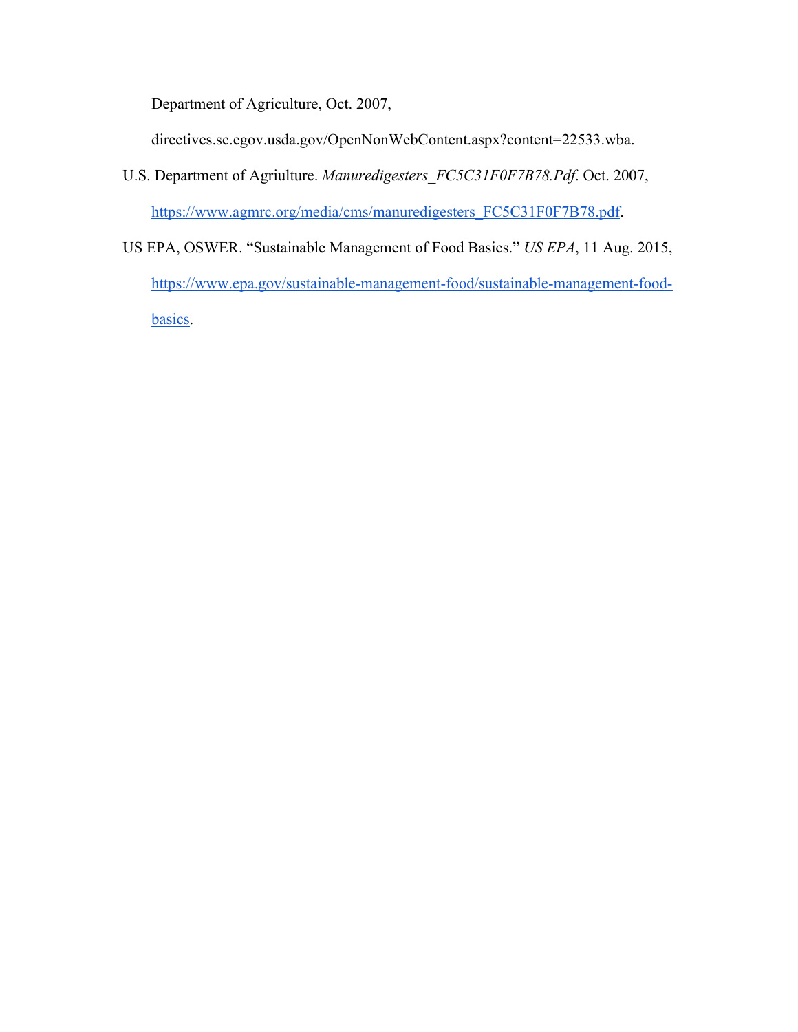Department of Agriculture, Oct. 2007, directives.sc.egov.usda.gov/OpenNonWebContent.aspx?content=22533.wba.

U.S. Department of Agriulture. *Manuredigesters_FC5C31F0F7B78.Pdf*. Oct. 2007, https://www.agmrc.org/media/cms/manuredigesters_FC5C31F0F7B78.pdf.

US EPA, OSWER. "Sustainable Management of Food Basics." *US EPA*, 11 Aug. 2015, https://www.epa.gov/sustainable-management-food/sustainable-management-food-basics.